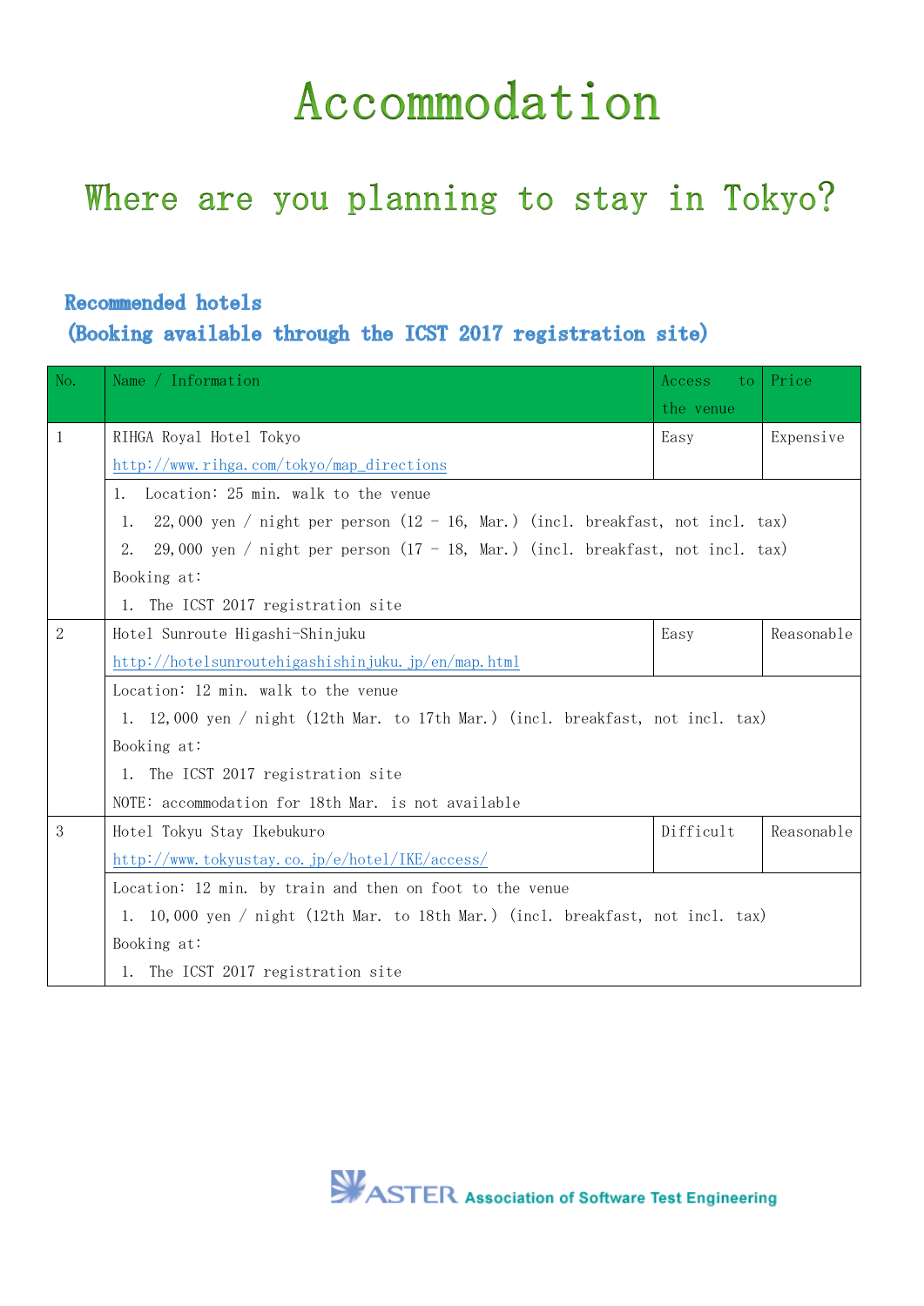# Accommodation

## Where are you planning to stay in Tokyo?

### Recommended hotels
### (Booking available through the ICST 2017 registration site)

| No. | Name / Information | Access to the venue | Price |
|---|---|---|---|
| 1 | RIHGA Royal Hotel Tokyo<br>http://www.rihga.com/tokyo/map_directions | Easy | Expensive |
| | 1. Location: 25 min. walk to the venue<br>1. 22,000 yen / night per person (12 - 16, Mar.) (incl. breakfast, not incl. tax)<br>2. 29,000 yen / night per person (17 - 18, Mar.) (incl. breakfast, not incl. tax)<br>Booking at:<br>1. The ICST 2017 registration site | | |
| 2 | Hotel Sunroute Higashi-Shinjuku<br>http://hotelsunroutehigashishinjuku.jp/en/map.html | Easy | Reasonable |
| | Location: 12 min. walk to the venue<br>1. 12,000 yen / night (12th Mar. to 17th Mar.) (incl. breakfast, not incl. tax)<br>Booking at:<br>1. The ICST 2017 registration site<br>NOTE: accommodation for 18th Mar. is not available | | |
| 3 | Hotel Tokyu Stay Ikebukuro<br>http://www.tokyustay.co.jp/e/hotel/IKE/access/ | Difficult | Reasonable |
| | Location: 12 min. by train and then on foot to the venue<br>1. 10,000 yen / night (12th Mar. to 18th Mar.) (incl. breakfast, not incl. tax)<br>Booking at:<br>1. The ICST 2017 registration site | | |

ASTER Association of Software Test Engineering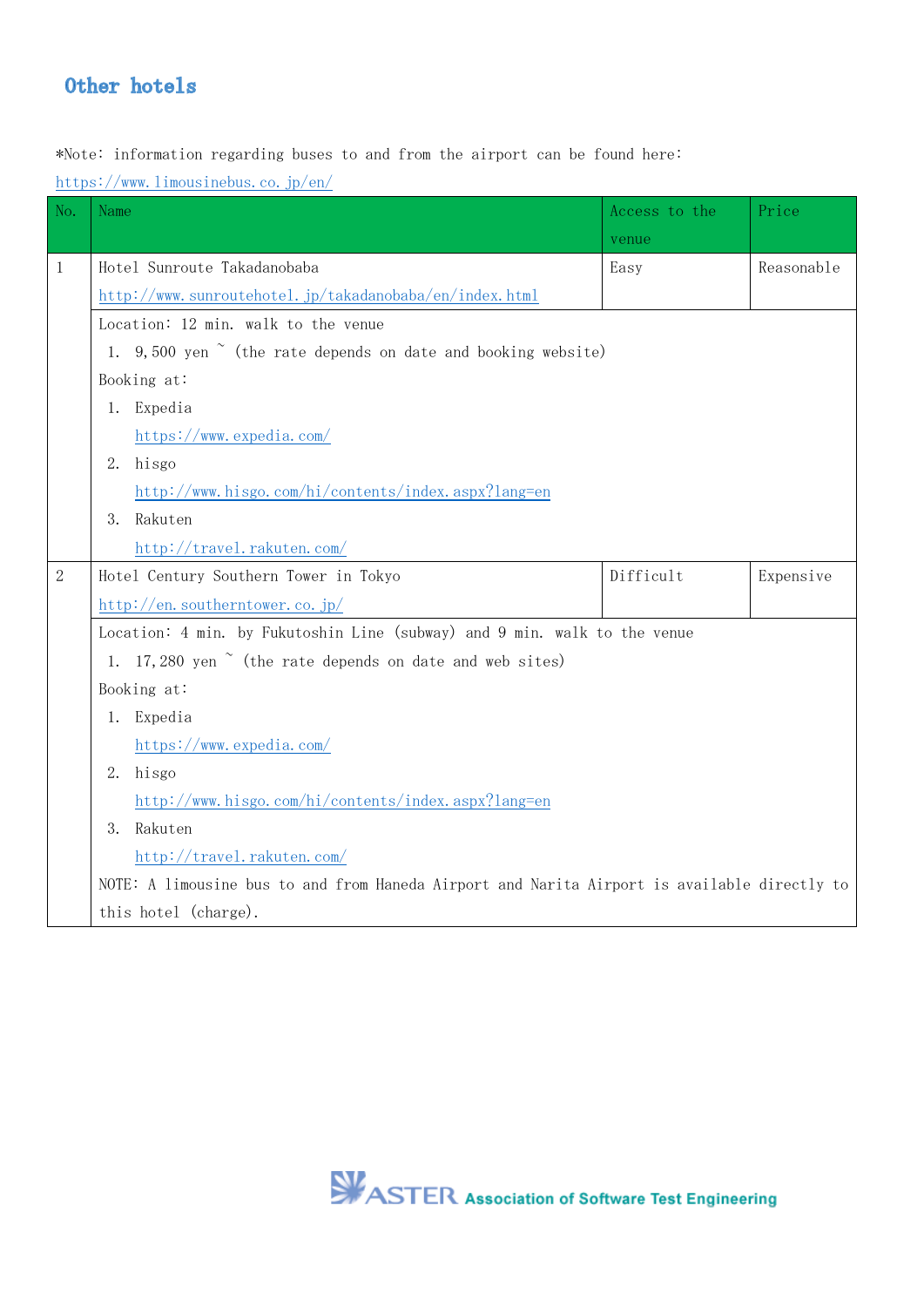## Other hotels

*Note: information regarding buses to and from the airport can be found here: https://www.limousinebus.co.jp/en/

| No. | Name | Access to the venue | Price |
|---|---|---|---|
| 1 | Hotel Sunroute Takadanobaba<br>http://www.sunroutehotel.jp/takadanobaba/en/index.html | Easy | Reasonable |
| | Location: 12 min. walk to the venue<br>1. 9,500 yen ~ (the rate depends on date and booking website)<br>Booking at:<br>1. Expedia<br>https://www.expedia.com/<br>2. hisgo<br>http://www.hisgo.com/hi/contents/index.aspx?lang=en<br>3. Rakuten<br>http://travel.rakuten.com/ | | |
| 2 | Hotel Century Southern Tower in Tokyo<br>http://en.southerntower.co.jp/ | Difficult | Expensive |
| | Location: 4 min. by Fukutoshin Line (subway) and 9 min. walk to the venue<br>1. 17,280 yen ~ (the rate depends on date and web sites)<br>Booking at:<br>1. Expedia<br>https://www.expedia.com/<br>2. hisgo<br>http://www.hisgo.com/hi/contents/index.aspx?lang=en<br>3. Rakuten<br>http://travel.rakuten.com/<br>NOTE: A limousine bus to and from Haneda Airport and Narita Airport is available directly to this hotel (charge). | | |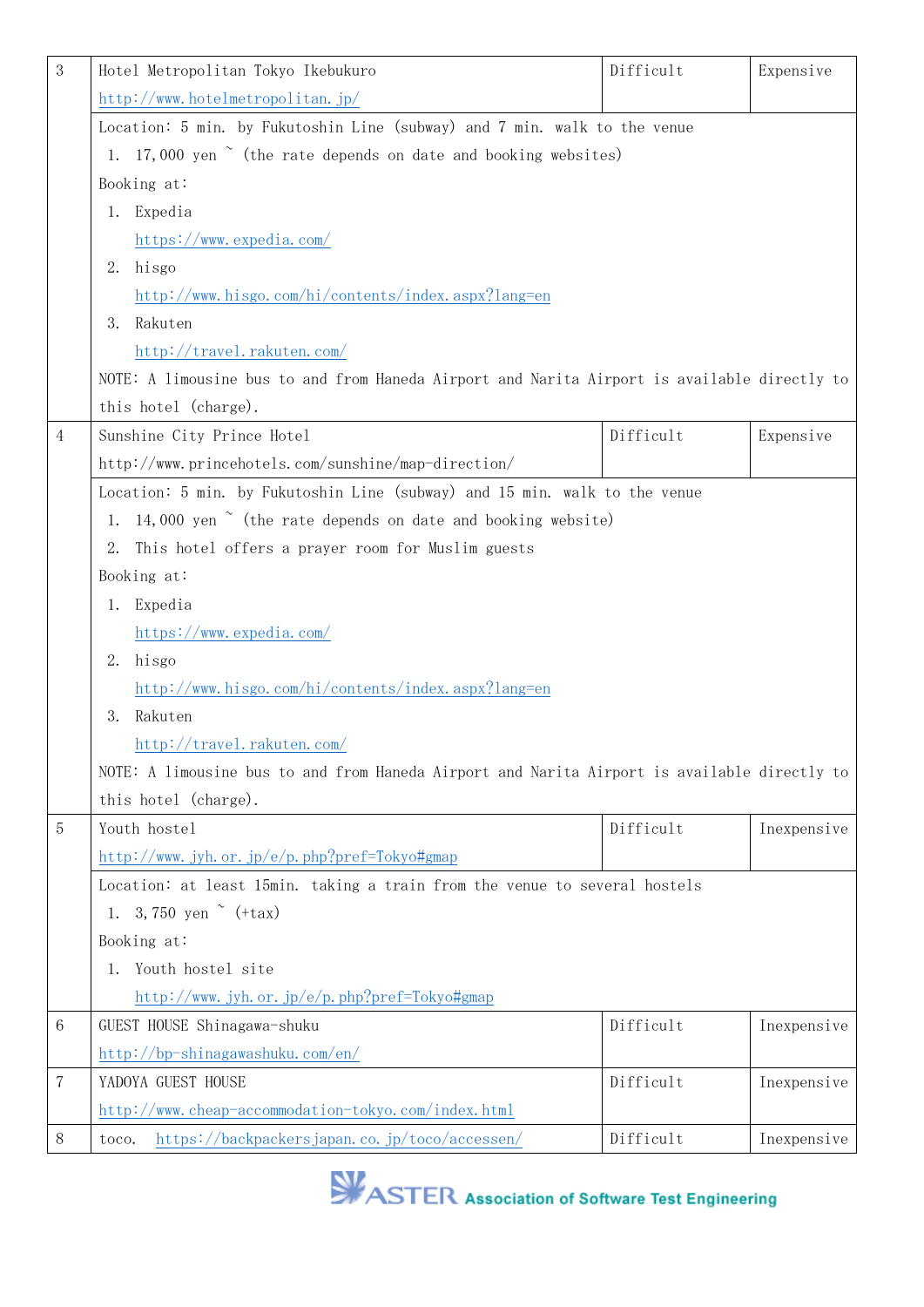| | | | |
|---|---|---|---|
| 3 | Hotel Metropolitan Tokyo Ikebukuro<br>http://www.hotelmetropolitan.jp/ | Difficult | Expensive |
| | Location: 5 min. by Fukutoshin Line (subway) and 7 min. walk to the venue<br>1. 17,000 yen ~ (the rate depends on date and booking websites)<br>Booking at:<br>1. Expedia<br>https://www.expedia.com/<br>2. hisgo<br>http://www.hisgo.com/hi/contents/index.aspx?lang=en<br>3. Rakuten<br>http://travel.rakuten.com/<br>NOTE: A limousine bus to and from Haneda Airport and Narita Airport is available directly to this hotel (charge). | | |
| 4 | Sunshine City Prince Hotel<br>http://www.princehotels.com/sunshine/map-direction/ | Difficult | Expensive |
| | Location: 5 min. by Fukutoshin Line (subway) and 15 min. walk to the venue<br>1. 14,000 yen ~ (the rate depends on date and booking website)<br>2. This hotel offers a prayer room for Muslim guests<br>Booking at:<br>1. Expedia<br>https://www.expedia.com/<br>2. hisgo<br>http://www.hisgo.com/hi/contents/index.aspx?lang=en<br>3. Rakuten<br>http://travel.rakuten.com/<br>NOTE: A limousine bus to and from Haneda Airport and Narita Airport is available directly to this hotel (charge). | | |
| 5 | Youth hostel<br>http://www.jyh.or.jp/e/p.php?pref=Tokyo#gmap | Difficult | Inexpensive |
| | Location: at least 15min. taking a train from the venue to several hostels<br>1. 3,750 yen ~ (+tax)<br>Booking at:<br>1. Youth hostel site<br>http://www.jyh.or.jp/e/p.php?pref=Tokyo#gmap | | |
| 6 | GUEST HOUSE Shinagawa-shuku<br>http://bp-shinagawashuku.com/en/ | Difficult | Inexpensive |
| 7 | YADOYA GUEST HOUSE<br>http://www.cheap-accommodation-tokyo.com/index.html | Difficult | Inexpensive |
| 8 | toco. https://backpackersjapan.co.jp/toco/accessen/ | Difficult | Inexpensive |

ASTER Association of Software Test Engineering